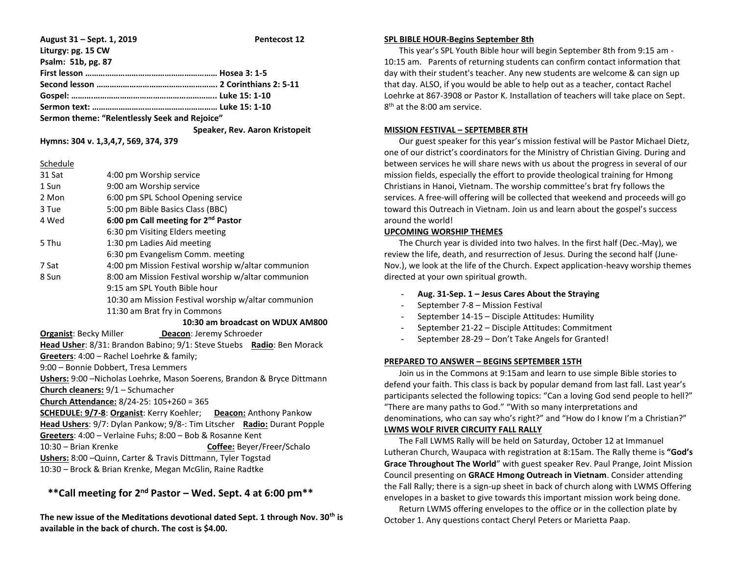**August 31 – Sept. 1, 2019 Pentecost 12**

**Liturgy: pg. 15 CW**

**Psalm: 51b, pg. 87**

**First lesson …………………………………………………… Hosea 3: 1-5**

**Second lesson ……………………………………………… 2 Corinthians 2: 5-11**

**Gospel: ……..……………………………………………….. Luke 15: 1-10**

**Sermon text: ………………………………………………… Luke 15: 1-10**

**Sermon theme: "Relentlessly Seek and Rejoice"**

**Speaker, Rev. Aaron Kristopeit**

**Hymns: 304 v. 1,3,4,7, 569, 374, 379**

Schedule

| | |
|---|---|
| 31 Sat | 4:00 pm Worship service |
| 1 Sun | 9:00 am Worship service |
| 2 Mon | 6:00 pm SPL School Opening service |
| 3 Tue | 5:00 pm Bible Basics Class (BBC) |
| 4 Wed | **6:00 pm Call meeting for 2nd Pastor** |
| | 6:30 pm Visiting Elders meeting |
| 5 Thu | 1:30 pm Ladies Aid meeting |
| | 6:30 pm Evangelism Comm. meeting |
| 7 Sat | 4:00 pm Mission Festival worship w/altar communion |
| 8 Sun | 8:00 am Mission Festival worship w/altar communion |
| | 9:15 am SPL Youth Bible hour |
| | 10:30 am Mission Festival worship w/altar communion |
| | 11:30 am Brat fry in Commons |

**10:30 am broadcast on WDUX AM800**

**Organist**: Becky Miller **Deacon**: Jeremy Schroeder

**Head Usher**: 8/31: Brandon Babino; 9/1: Steve Stuebs **Radio**: Ben Morack

**Greeters**: 4:00 – Rachel Loehrke & family;
9:00 – Bonnie Dobbert, Tresa Lemmers

**Ushers:** 9:00 –Nicholas Loehrke, Mason Soerens, Brandon & Bryce Dittmann

**Church cleaners:** 9/1 – Schumacher

**Church Attendance:** 8/24-25: 105+260 = 365

**SCHEDULE: 9/7-8**: **Organist**: Kerry Koehler; **Deacon:** Anthony Pankow

**Head Ushers**: 9/7: Dylan Pankow; 9/8-: Tim Litscher **Radio:** Durant Popple

**Greeters**: 4:00 – Verlaine Fuhs; 8:00 – Bob & Rosanne Kent
10:30 – Brian Krenke **Coffee:** Beyer/Freer/Schalo

**Ushers:** 8:00 –Quinn, Carter & Travis Dittmann, Tyler Togstad
10:30 – Brock & Brian Krenke, Megan McGlin, Raine Radtke

**\*\*Call meeting for 2nd Pastor – Wed. Sept. 4 at 6:00 pm\*\***

**The new issue of the Meditations devotional dated Sept. 1 through Nov. 30th is available in the back of church. The cost is $4.00.**

**SPL BIBLE HOUR-Begins September 8th**

This year's SPL Youth Bible hour will begin September 8th from 9:15 am - 10:15 am. Parents of returning students can confirm contact information that day with their student's teacher. Any new students are welcome & can sign up that day. ALSO, if you would be able to help out as a teacher, contact Rachel Loehrke at 867-3908 or Pastor K. Installation of teachers will take place on Sept. 8th at the 8:00 am service.

**MISSION FESTIVAL – SEPTEMBER 8TH**

Our guest speaker for this year's mission festival will be Pastor Michael Dietz, one of our district's coordinators for the Ministry of Christian Giving. During and between services he will share news with us about the progress in several of our mission fields, especially the effort to provide theological training for Hmong Christians in Hanoi, Vietnam. The worship committee's brat fry follows the services. A free-will offering will be collected that weekend and proceeds will go toward this Outreach in Vietnam. Join us and learn about the gospel's success around the world!

**UPCOMING WORSHIP THEMES**

The Church year is divided into two halves. In the first half (Dec.-May), we review the life, death, and resurrection of Jesus. During the second half (June-Nov.), we look at the life of the Church. Expect application-heavy worship themes directed at your own spiritual growth.

- **Aug. 31-Sep. 1 – Jesus Cares About the Straying**
- September 7-8 – Mission Festival
- September 14-15 – Disciple Attitudes: Humility
- September 21-22 – Disciple Attitudes: Commitment
- September 28-29 – Don't Take Angels for Granted!

**PREPARED TO ANSWER – BEGINS SEPTEMBER 15TH**

Join us in the Commons at 9:15am and learn to use simple Bible stories to defend your faith. This class is back by popular demand from last fall. Last year's participants selected the following topics: "Can a loving God send people to hell?" "There are many paths to God." "With so many interpretations and denominations, who can say who's right?" and "How do I know I'm a Christian?"

**LWMS WOLF RIVER CIRCUITY FALL RALLY**

The Fall LWMS Rally will be held on Saturday, October 12 at Immanuel Lutheran Church, Waupaca with registration at 8:15am. The Rally theme is **"God's Grace Throughout The World"** with guest speaker Rev. Paul Prange, Joint Mission Council presenting on **GRACE Hmong Outreach in Vietnam**. Consider attending the Fall Rally; there is a sign-up sheet in back of church along with LWMS Offering envelopes in a basket to give towards this important mission work being done.

Return LWMS offering envelopes to the office or in the collection plate by October 1. Any questions contact Cheryl Peters or Marietta Paap.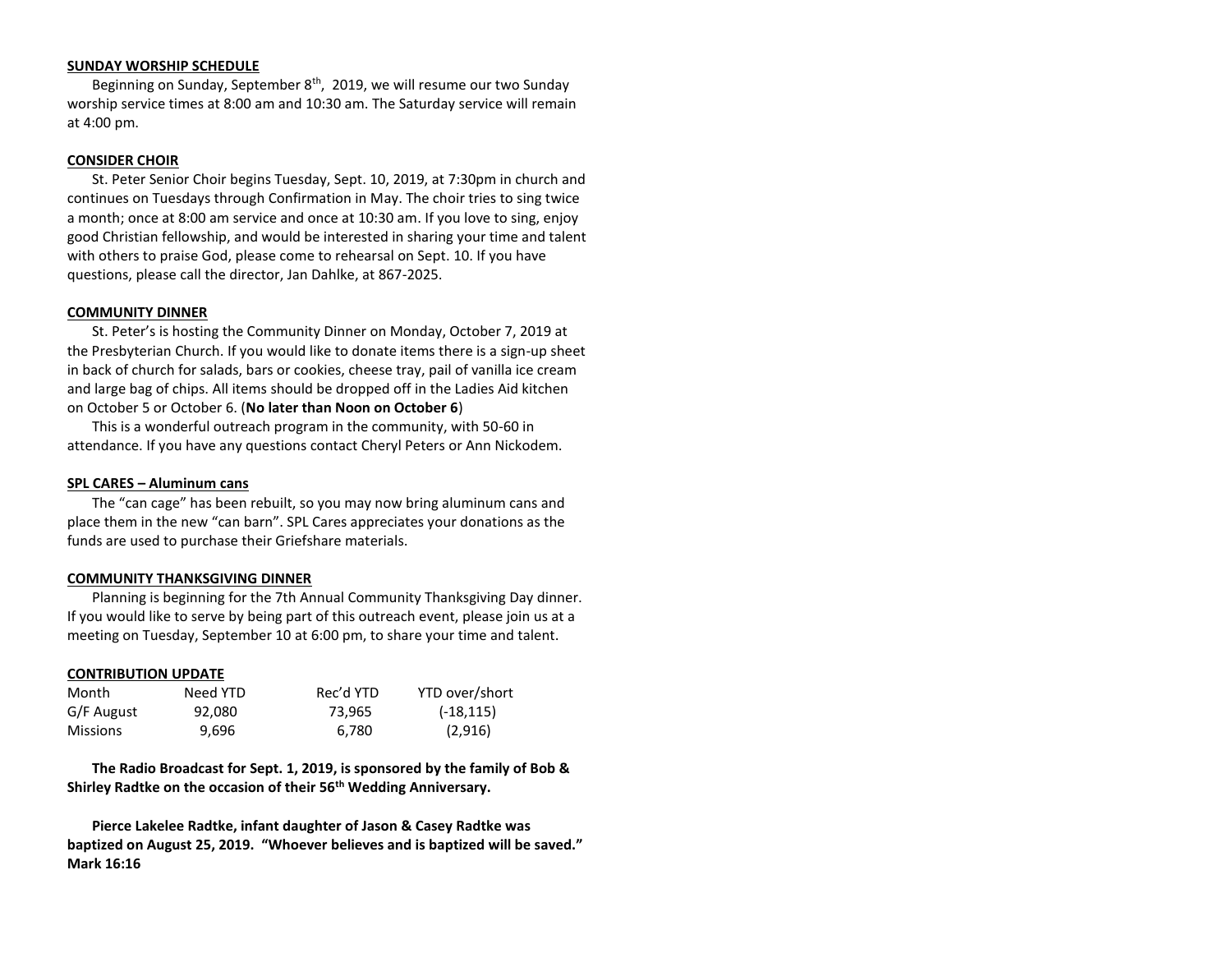**SUNDAY WORSHIP SCHEDULE**

Beginning on Sunday, September 8th, 2019, we will resume our two Sunday worship service times at 8:00 am and 10:30 am. The Saturday service will remain at 4:00 pm.

**CONSIDER CHOIR**

St. Peter Senior Choir begins Tuesday, Sept. 10, 2019, at 7:30pm in church and continues on Tuesdays through Confirmation in May. The choir tries to sing twice a month; once at 8:00 am service and once at 10:30 am. If you love to sing, enjoy good Christian fellowship, and would be interested in sharing your time and talent with others to praise God, please come to rehearsal on Sept. 10. If you have questions, please call the director, Jan Dahlke, at 867-2025.

**COMMUNITY DINNER**

St. Peter's is hosting the Community Dinner on Monday, October 7, 2019 at the Presbyterian Church. If you would like to donate items there is a sign-up sheet in back of church for salads, bars or cookies, cheese tray, pail of vanilla ice cream and large bag of chips. All items should be dropped off in the Ladies Aid kitchen on October 5 or October 6. (**No later than Noon on October 6**)

This is a wonderful outreach program in the community, with 50-60 in attendance. If you have any questions contact Cheryl Peters or Ann Nickodem.

**SPL CARES – Aluminum cans**

The "can cage" has been rebuilt, so you may now bring aluminum cans and place them in the new "can barn". SPL Cares appreciates your donations as the funds are used to purchase their Griefshare materials.

**COMMUNITY THANKSGIVING DINNER**

Planning is beginning for the 7th Annual Community Thanksgiving Day dinner. If you would like to serve by being part of this outreach event, please join us at a meeting on Tuesday, September 10 at 6:00 pm, to share your time and talent.

**CONTRIBUTION UPDATE**

| Month | Need YTD | Rec'd YTD | YTD over/short |
|---|---|---|---|
| G/F August | 92,080 | 73,965 | (-18,115) |
| Missions | 9,696 | 6,780 | (2,916) |

**The Radio Broadcast for Sept. 1, 2019, is sponsored by the family of Bob & Shirley Radtke on the occasion of their 56th Wedding Anniversary.**

**Pierce Lakelee Radtke, infant daughter of Jason & Casey Radtke was baptized on August 25, 2019. "Whoever believes and is baptized will be saved." Mark 16:16**